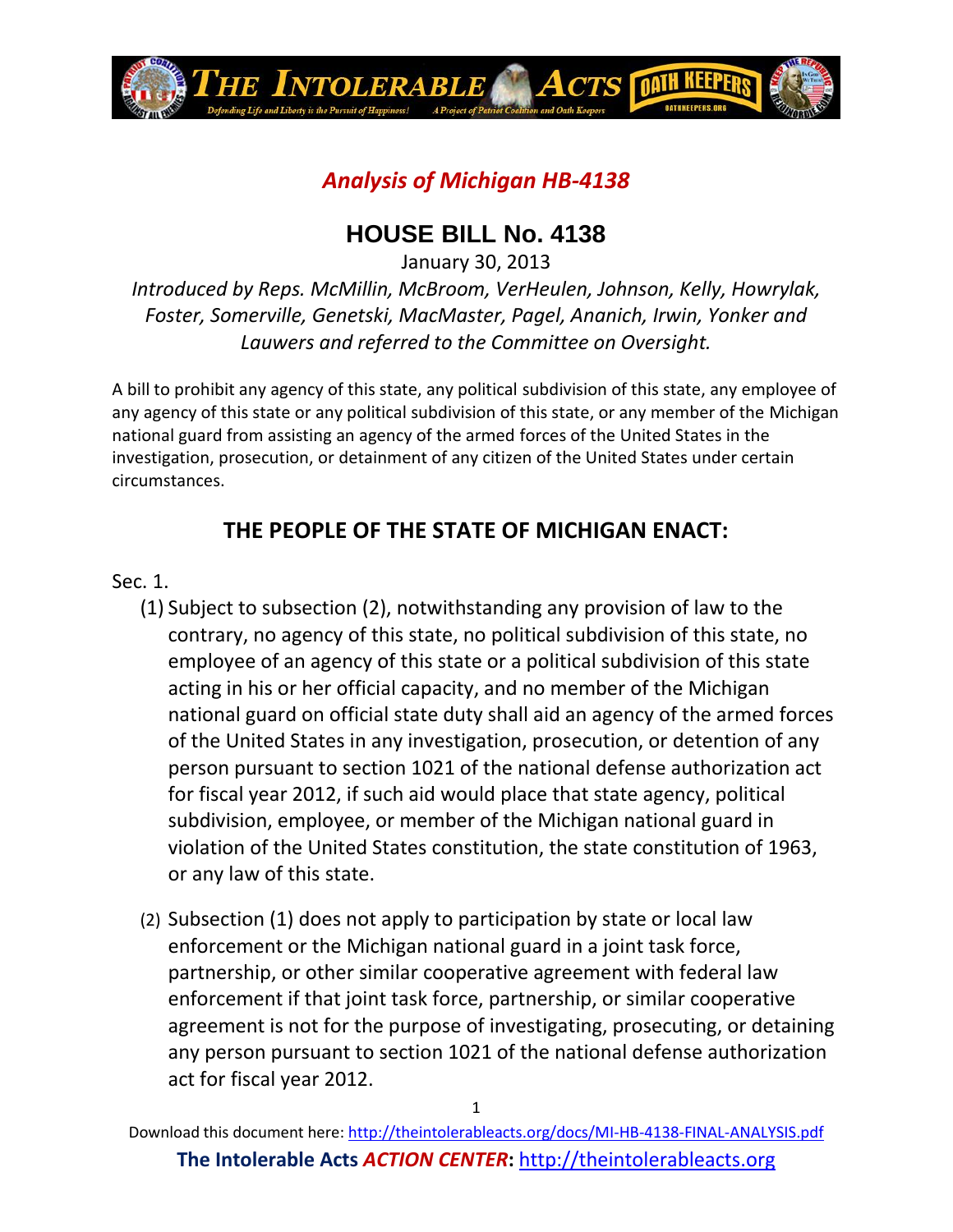*Analysis of Michigan HB-4138*

# HOUSE BILL No. 4138

January 30, 2013

*Introduced by Reps. McMillin, McBroom, VerHeulen, Johnson, Kelly, Howrylak, Foster, Somerville, Genetski, MacMaster, Pagel, Ananich, Irwin, Yonker and Lauwers and referred to the Committee on Oversight.*

A bill to prohibit any agency of this state, any political subdivision of this state, any employee of any agency of this state or any political subdivision of this state, or any member of the Michigan national guard from assisting an agency of the armed forces of the United States in the investigation, prosecution, or detainment of any citizen of the United States under certain circumstances.

## THE PEOPLE OF THE STATE OF MICHIGAN ENACT:

Sec. 1.

(1) Subject to subsection (2), notwithstanding any provision of law to the contrary, no agency of this state, no political subdivision of this state, no employee of an agency of this state or a political subdivision of this state acting in his or her official capacity, and no member of the Michigan national guard on official state duty shall aid an agency of the armed forces of the United States in any investigation, prosecution, or detention of any person pursuant to section 1021 of the national defense authorization act for fiscal year 2012, if such aid would place that state agency, political subdivision, employee, or member of the Michigan national guard in violation of the United States constitution, the state constitution of 1963, or any law of this state.

(2) Subsection (1) does not apply to participation by state or local law enforcement or the Michigan national guard in a joint task force, partnership, or other similar cooperative agreement with federal law enforcement if that joint task force, partnership, or similar cooperative agreement is not for the purpose of investigating, prosecuting, or detaining any person pursuant to section 1021 of the national defense authorization act for fiscal year 2012.

Download this document here: http://theintolerableacts.org/docs/MI-HB-4138-FINAL-ANALYSIS.pdf

**The Intolerable Acts *ACTION CENTER*:** http://theintolerableacts.org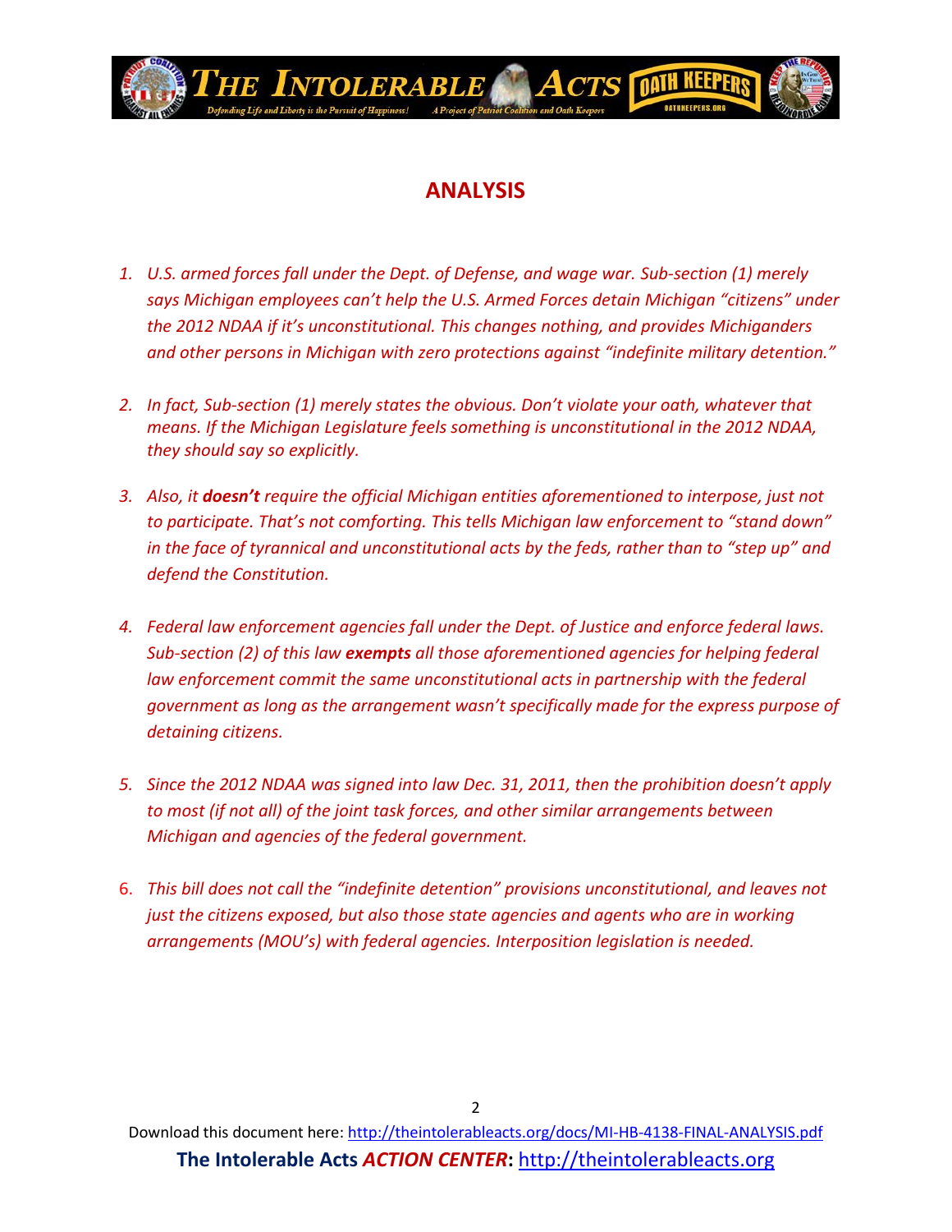## ANALYSIS

1. *U.S. armed forces fall under the Dept. of Defense, and wage war. Sub-section (1) merely says Michigan employees can't help the U.S. Armed Forces detain Michigan "citizens" under the 2012 NDAA if it's unconstitutional. This changes nothing, and provides Michiganders and other persons in Michigan with zero protections against "indefinite military detention."*

2. *In fact, Sub-section (1) merely states the obvious. Don't violate your oath, whatever that means. If the Michigan Legislature feels something is unconstitutional in the 2012 NDAA, they should say so explicitly.*

3. *Also, it* ***doesn't*** *require the official Michigan entities aforementioned to interpose, just not to participate. That's not comforting. This tells Michigan law enforcement to "stand down" in the face of tyrannical and unconstitutional acts by the feds, rather than to "step up" and defend the Constitution.*

4. *Federal law enforcement agencies fall under the Dept. of Justice and enforce federal laws. Sub-section (2) of this law* ***exempts*** *all those aforementioned agencies for helping federal law enforcement commit the same unconstitutional acts in partnership with the federal government as long as the arrangement wasn't specifically made for the express purpose of detaining citizens.*

5. *Since the 2012 NDAA was signed into law Dec. 31, 2011, then the prohibition doesn't apply to most (if not all) of the joint task forces, and other similar arrangements between Michigan and agencies of the federal government.*

6. *This bill does not call the "indefinite detention" provisions unconstitutional, and leaves not just the citizens exposed, but also those state agencies and agents who are in working arrangements (MOU's) with federal agencies. Interposition legislation is needed.*

Download this document here: http://theintolerableacts.org/docs/MI-HB-4138-FINAL-ANALYSIS.pdf

**The Intolerable Acts *ACTION CENTER*:** http://theintolerableacts.org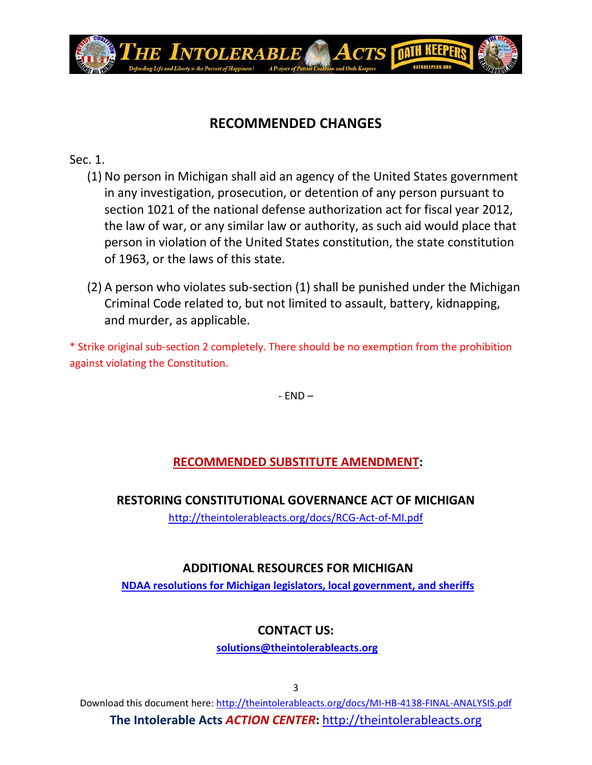## RECOMMENDED CHANGES

Sec. 1.

(1) No person in Michigan shall aid an agency of the United States government in any investigation, prosecution, or detention of any person pursuant to section 1021 of the national defense authorization act for fiscal year 2012, the law of war, or any similar law or authority, as such aid would place that person in violation of the United States constitution, the state constitution of 1963, or the laws of this state.

(2) A person who violates sub-section (1) shall be punished under the Michigan Criminal Code related to, but not limited to assault, battery, kidnapping, and murder, as applicable.

* Strike original sub-section 2 completely. There should be no exemption from the prohibition against violating the Constitution.

- END –

### RECOMMENDED SUBSTITUTE AMENDMENT:

### RESTORING CONSTITUTIONAL GOVERNANCE ACT OF MICHIGAN

http://theintolerableacts.org/docs/RCG-Act-of-MI.pdf

### ADDITIONAL RESOURCES FOR MICHIGAN

**NDAA resolutions for Michigan legislators, local government, and sheriffs**

### CONTACT US:

**solutions@theintolerableacts.org**

Download this document here: http://theintolerableacts.org/docs/MI-HB-4138-FINAL-ANALYSIS.pdf

**The Intolerable Acts *ACTION CENTER*:** http://theintolerableacts.org